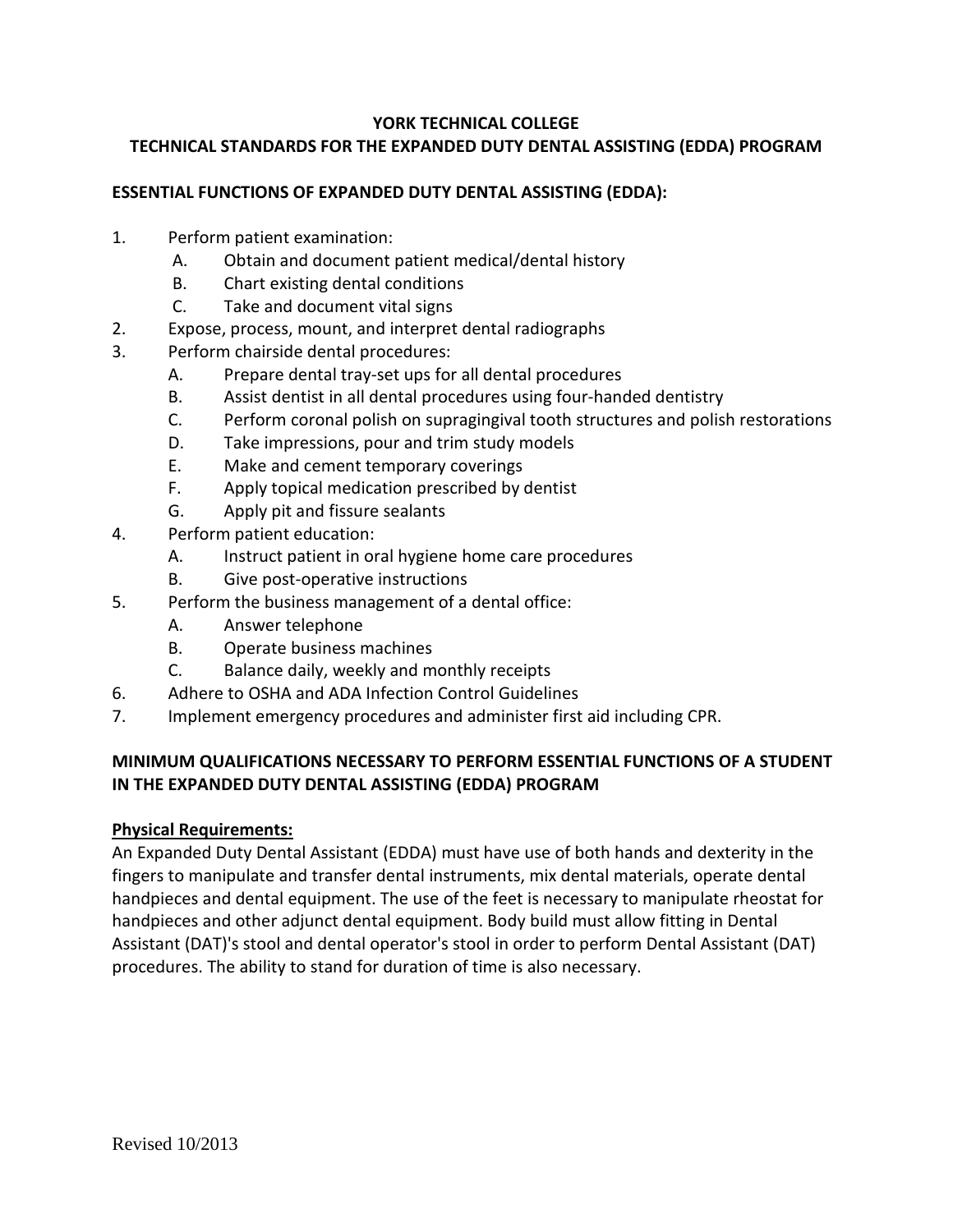# YORK TECHNICAL COLLEGE

## TECHNICAL STANDARDS FOR THE EXPANDED DUTY DENTAL ASSISTING (EDDA) PROGRAM

### ESSENTIAL FUNCTIONS OF EXPANDED DUTY DENTAL ASSISTING (EDDA):

1. Perform patient examination:
   - A. Obtain and document patient medical/dental history
   - B. Chart existing dental conditions
   - C. Take and document vital signs
2. Expose, process, mount, and interpret dental radiographs
3. Perform chairside dental procedures:
   - A. Prepare dental tray-set ups for all dental procedures
   - B. Assist dentist in all dental procedures using four-handed dentistry
   - C. Perform coronal polish on supragingival tooth structures and polish restorations
   - D. Take impressions, pour and trim study models
   - E. Make and cement temporary coverings
   - F. Apply topical medication prescribed by dentist
   - G. Apply pit and fissure sealants
4. Perform patient education:
   - A. Instruct patient in oral hygiene home care procedures
   - B. Give post-operative instructions
5. Perform the business management of a dental office:
   - A. Answer telephone
   - B. Operate business machines
   - C. Balance daily, weekly and monthly receipts
6. Adhere to OSHA and ADA Infection Control Guidelines
7. Implement emergency procedures and administer first aid including CPR.

### MINIMUM QUALIFICATIONS NECESSARY TO PERFORM ESSENTIAL FUNCTIONS OF A STUDENT IN THE EXPANDED DUTY DENTAL ASSISTING (EDDA) PROGRAM

**Physical Requirements:**

An Expanded Duty Dental Assistant (EDDA) must have use of both hands and dexterity in the fingers to manipulate and transfer dental instruments, mix dental materials, operate dental handpieces and dental equipment. The use of the feet is necessary to manipulate rheostat for handpieces and other adjunct dental equipment. Body build must allow fitting in Dental Assistant (DAT)'s stool and dental operator's stool in order to perform Dental Assistant (DAT) procedures. The ability to stand for duration of time is also necessary.

Revised 10/2013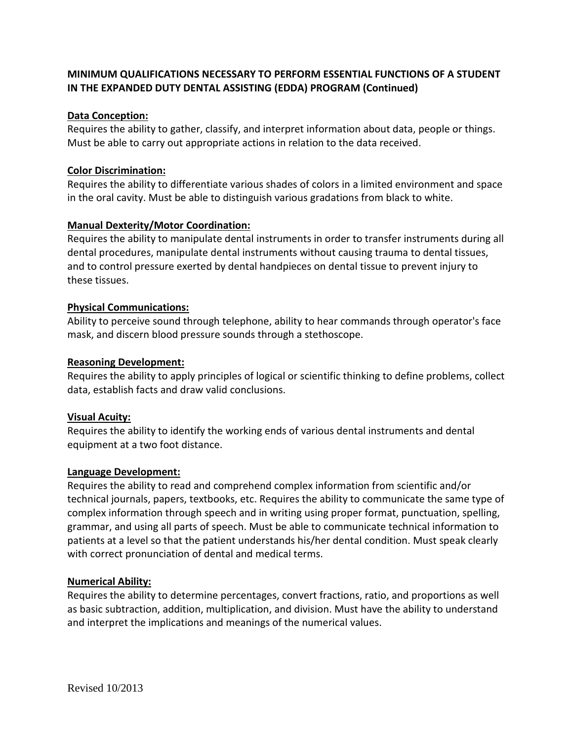**MINIMUM QUALIFICATIONS NECESSARY TO PERFORM ESSENTIAL FUNCTIONS OF A STUDENT IN THE EXPANDED DUTY DENTAL ASSISTING (EDDA) PROGRAM (Continued)**

**Data Conception:**
Requires the ability to gather, classify, and interpret information about data, people or things. Must be able to carry out appropriate actions in relation to the data received.

**Color Discrimination:**
Requires the ability to differentiate various shades of colors in a limited environment and space in the oral cavity. Must be able to distinguish various gradations from black to white.

**Manual Dexterity/Motor Coordination:**
Requires the ability to manipulate dental instruments in order to transfer instruments during all dental procedures, manipulate dental instruments without causing trauma to dental tissues, and to control pressure exerted by dental handpieces on dental tissue to prevent injury to these tissues.

**Physical Communications:**
Ability to perceive sound through telephone, ability to hear commands through operator's face mask, and discern blood pressure sounds through a stethoscope.

**Reasoning Development:**
Requires the ability to apply principles of logical or scientific thinking to define problems, collect data, establish facts and draw valid conclusions.

**Visual Acuity:**
Requires the ability to identify the working ends of various dental instruments and dental equipment at a two foot distance.

**Language Development:**
Requires the ability to read and comprehend complex information from scientific and/or technical journals, papers, textbooks, etc. Requires the ability to communicate the same type of complex information through speech and in writing using proper format, punctuation, spelling, grammar, and using all parts of speech. Must be able to communicate technical information to patients at a level so that the patient understands his/her dental condition. Must speak clearly with correct pronunciation of dental and medical terms.

**Numerical Ability:**
Requires the ability to determine percentages, convert fractions, ratio, and proportions as well as basic subtraction, addition, multiplication, and division. Must have the ability to understand and interpret the implications and meanings of the numerical values.

Revised 10/2013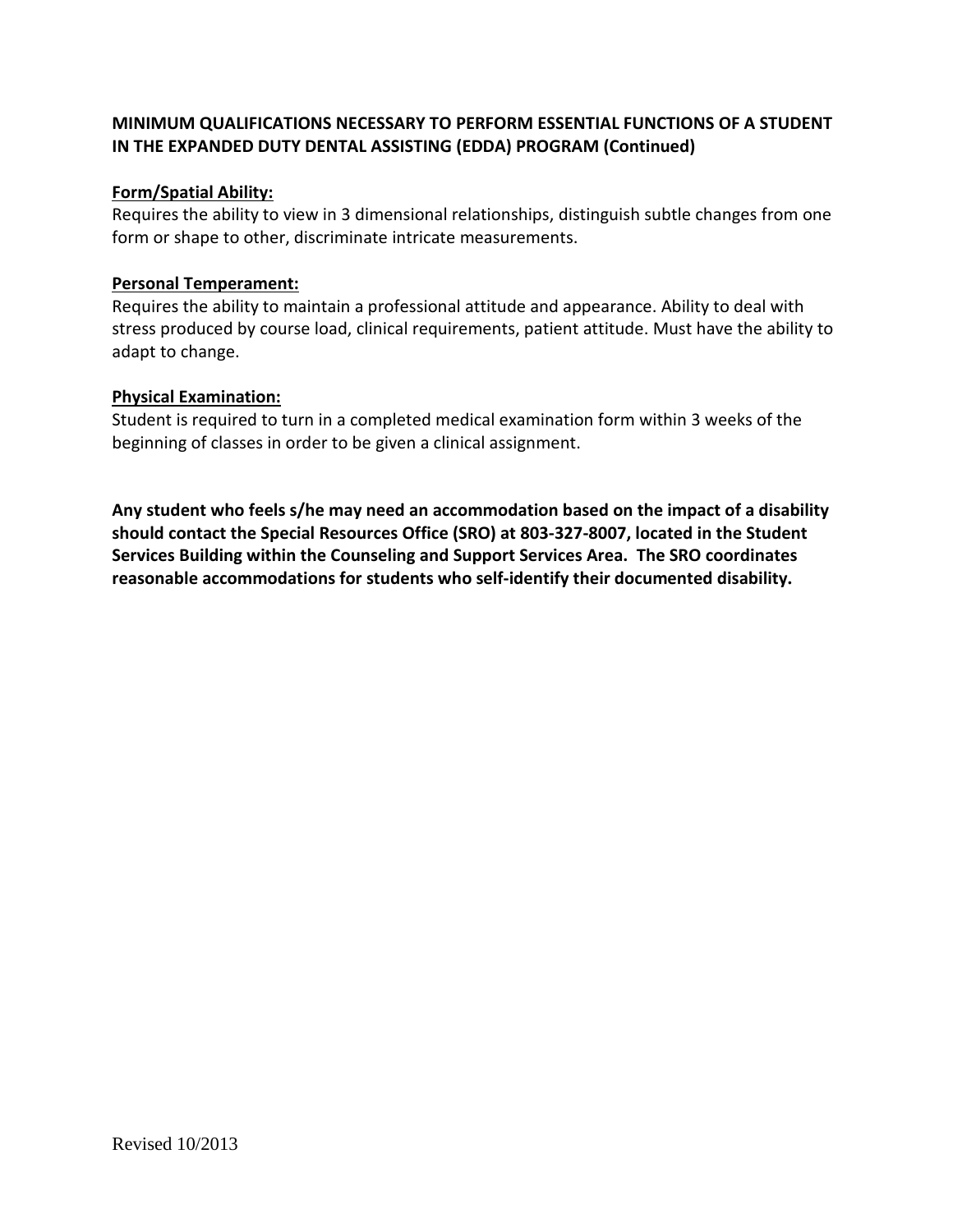**MINIMUM QUALIFICATIONS NECESSARY TO PERFORM ESSENTIAL FUNCTIONS OF A STUDENT IN THE EXPANDED DUTY DENTAL ASSISTING (EDDA) PROGRAM (Continued)**

**Form/Spatial Ability:**

Requires the ability to view in 3 dimensional relationships, distinguish subtle changes from one form or shape to other, discriminate intricate measurements.

**Personal Temperament:**

Requires the ability to maintain a professional attitude and appearance. Ability to deal with stress produced by course load, clinical requirements, patient attitude. Must have the ability to adapt to change.

**Physical Examination:**

Student is required to turn in a completed medical examination form within 3 weeks of the beginning of classes in order to be given a clinical assignment.

**Any student who feels s/he may need an accommodation based on the impact of a disability should contact the Special Resources Office (SRO) at 803-327-8007, located in the Student Services Building within the Counseling and Support Services Area. The SRO coordinates reasonable accommodations for students who self-identify their documented disability.**

Revised 10/2013